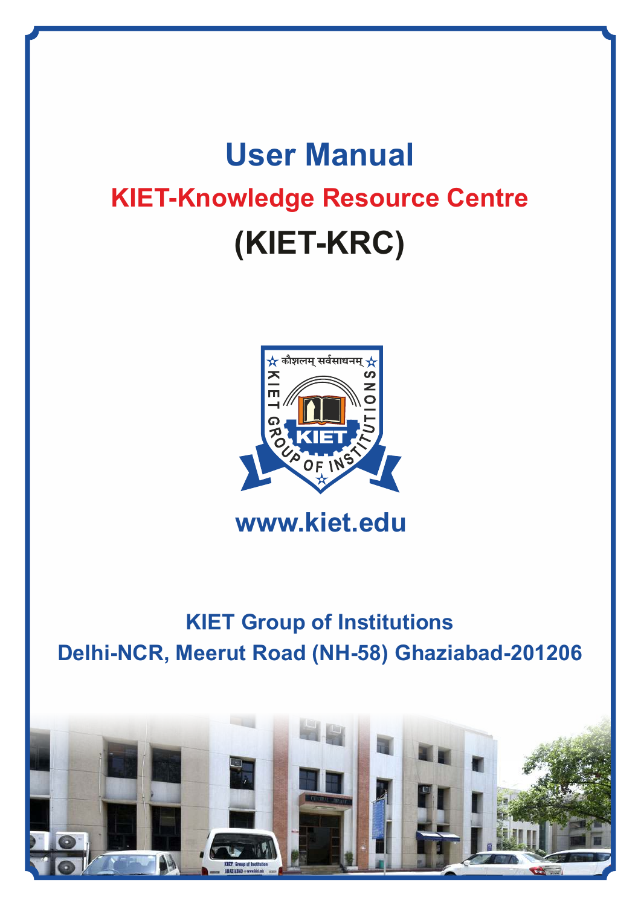# User Manual

## KIET-Knowledge Resource Centre

## (KIET-KRC)

www.kiet.edu

**KIET Group of Institutions**

**Delhi-NCR, Meerut Road (NH-58) Ghaziabad-201206**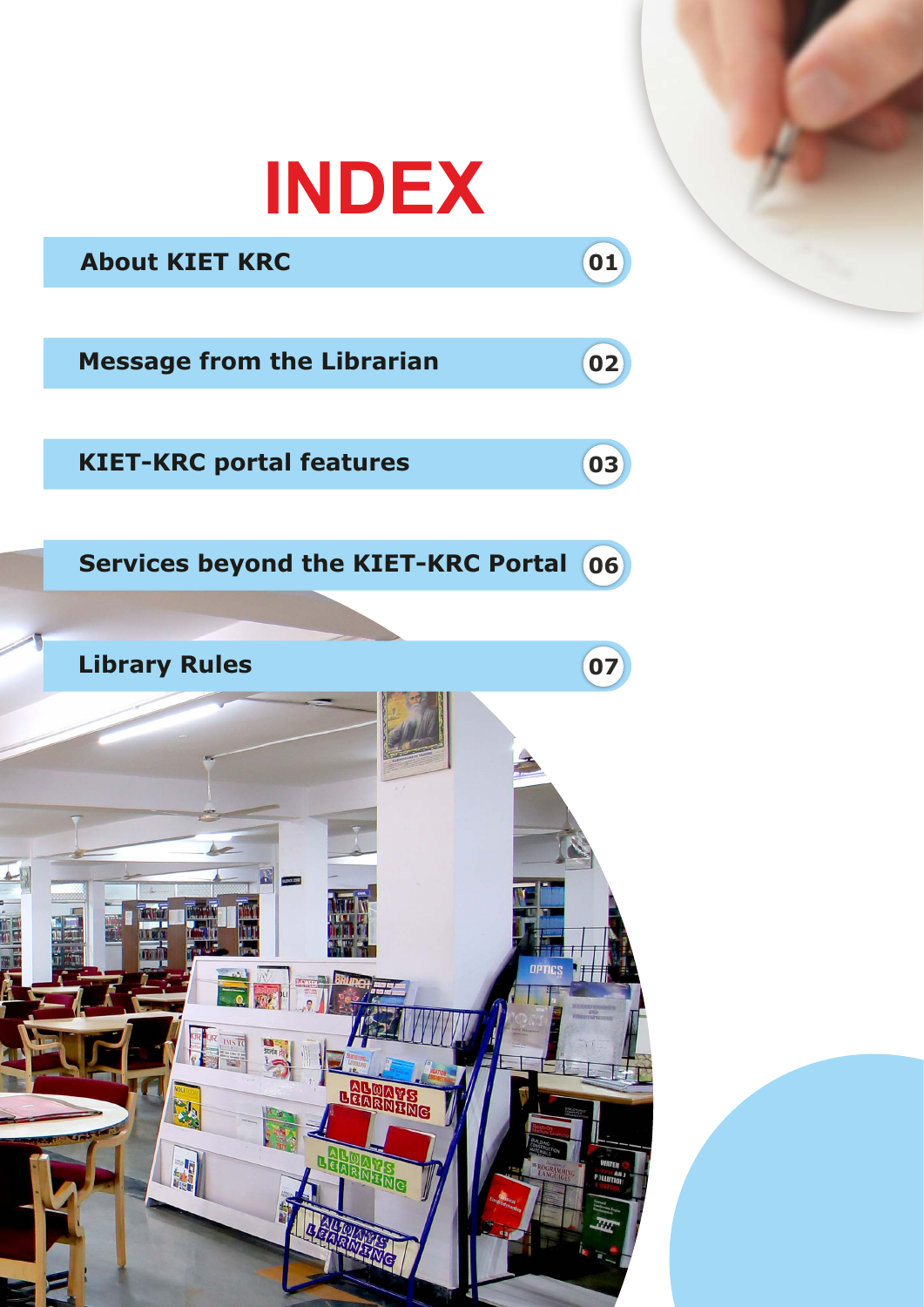# INDEX

| Section | Page |
| --- | --- |
| About KIET KRC | 01 |
| Message from the Librarian | 02 |
| KIET-KRC portal features | 03 |
| Services beyond the KIET-KRC Portal | 06 |
| Library Rules | 07 |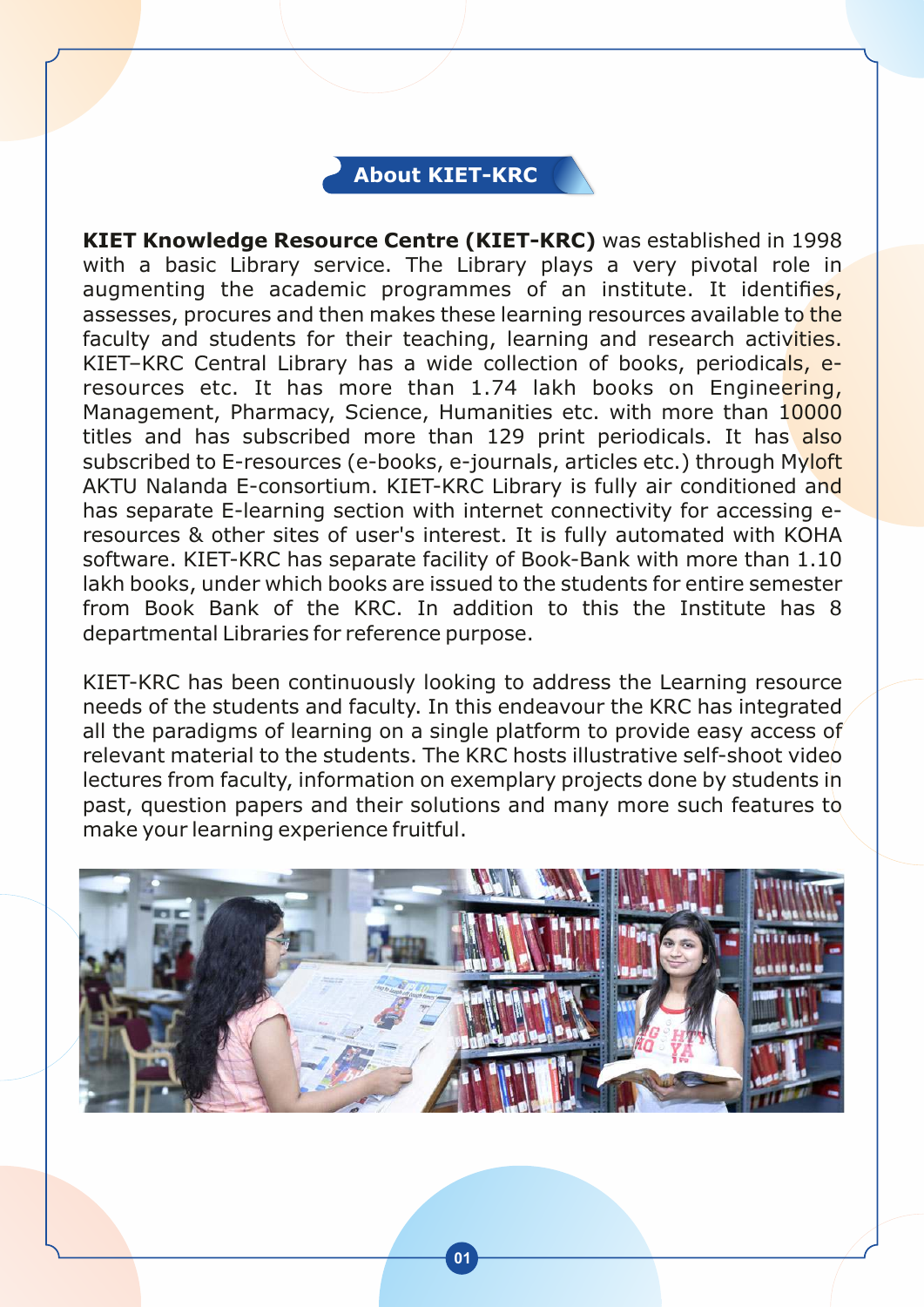## About KIET-KRC

**KIET Knowledge Resource Centre (KIET-KRC)** was established in 1998 with a basic Library service. The Library plays a very pivotal role in augmenting the academic programmes of an institute. It identifies, assesses, procures and then makes these learning resources available to the faculty and students for their teaching, learning and research activities. KIET–KRC Central Library has a wide collection of books, periodicals, e-resources etc. It has more than 1.74 lakh books on Engineering, Management, Pharmacy, Science, Humanities etc. with more than 10000 titles and has subscribed more than 129 print periodicals. It has also subscribed to E-resources (e-books, e-journals, articles etc.) through Myloft AKTU Nalanda E-consortium. KIET-KRC Library is fully air conditioned and has separate E-learning section with internet connectivity for accessing e-resources & other sites of user's interest. It is fully automated with KOHA software. KIET-KRC has separate facility of Book-Bank with more than 1.10 lakh books, under which books are issued to the students for entire semester from Book Bank of the KRC. In addition to this the Institute has 8 departmental Libraries for reference purpose.

KIET-KRC has been continuously looking to address the Learning resource needs of the students and faculty. In this endeavour the KRC has integrated all the paradigms of learning on a single platform to provide easy access of relevant material to the students. The KRC hosts illustrative self-shoot video lectures from faculty, information on exemplary projects done by students in past, question papers and their solutions and many more such features to make your learning experience fruitful.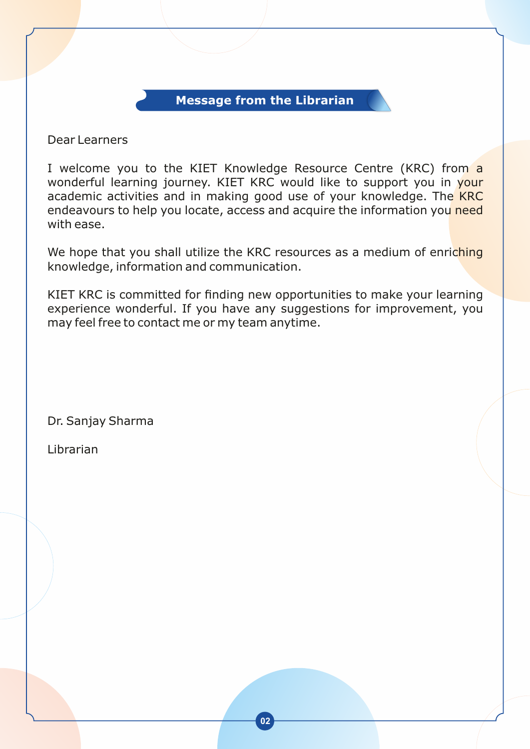## Message from the Librarian

Dear Learners

I welcome you to the KIET Knowledge Resource Centre (KRC) from a wonderful learning journey. KIET KRC would like to support you in your academic activities and in making good use of your knowledge. The KRC endeavours to help you locate, access and acquire the information you need with ease.

We hope that you shall utilize the KRC resources as a medium of enriching knowledge, information and communication.

KIET KRC is committed for finding new opportunities to make your learning experience wonderful. If you have any suggestions for improvement, you may feel free to contact me or my team anytime.

Dr. Sanjay Sharma

Librarian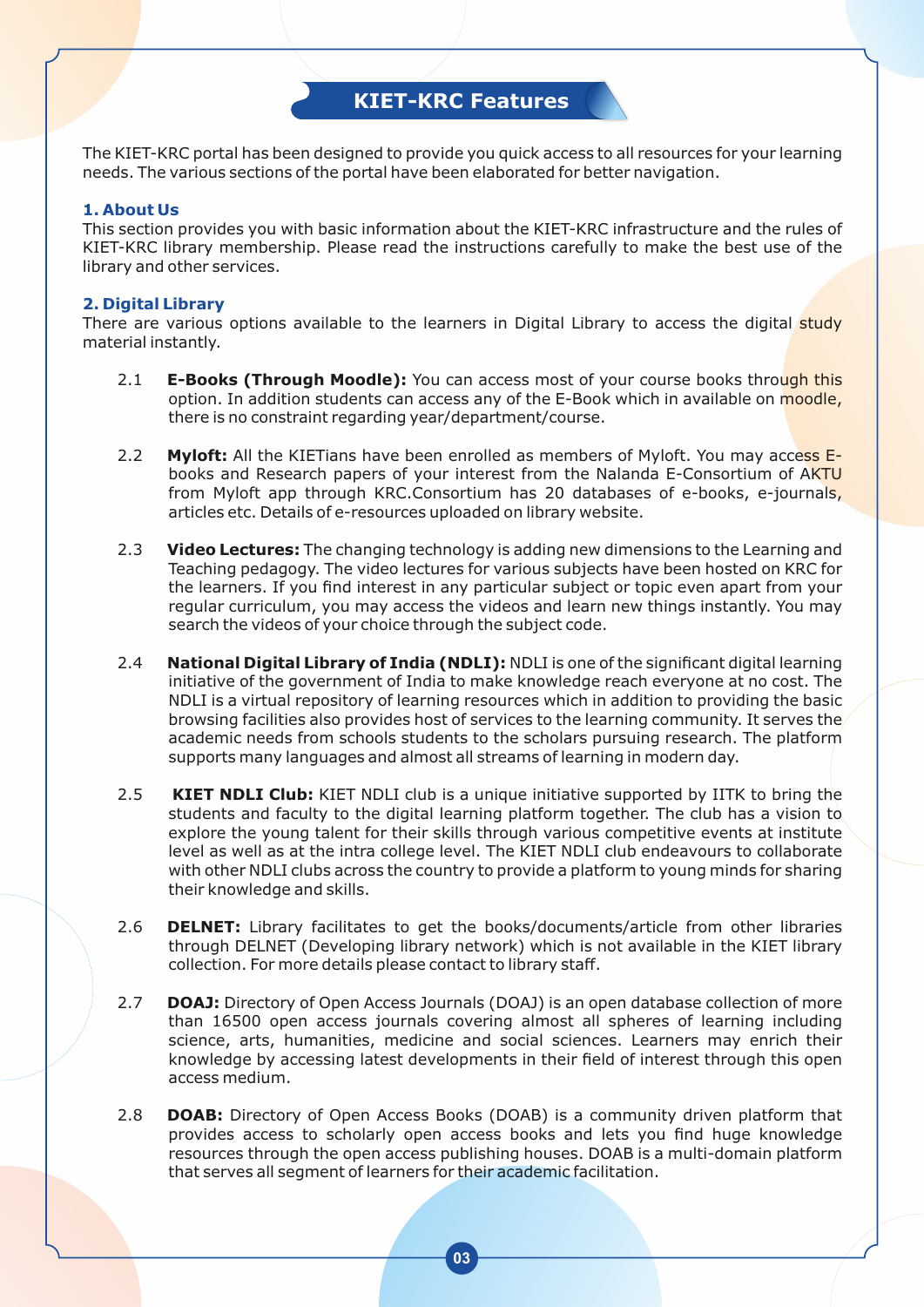# KIET-KRC Features

The KIET-KRC portal has been designed to provide you quick access to all resources for your learning needs. The various sections of the portal have been elaborated for better navigation.

### 1. About Us

This section provides you with basic information about the KIET-KRC infrastructure and the rules of KIET-KRC library membership. Please read the instructions carefully to make the best use of the library and other services.

### 2. Digital Library

There are various options available to the learners in Digital Library to access the digital study material instantly.

2.1 **E-Books (Through Moodle):** You can access most of your course books through this option. In addition students can access any of the E-Book which in available on moodle, there is no constraint regarding year/department/course.

2.2 **Myloft:** All the KIETians have been enrolled as members of Myloft. You may access E-books and Research papers of your interest from the Nalanda E-Consortium of AKTU from Myloft app through KRC.Consortium has 20 databases of e-books, e-journals, articles etc. Details of e-resources uploaded on library website.

2.3 **Video Lectures:** The changing technology is adding new dimensions to the Learning and Teaching pedagogy. The video lectures for various subjects have been hosted on KRC for the learners. If you find interest in any particular subject or topic even apart from your regular curriculum, you may access the videos and learn new things instantly. You may search the videos of your choice through the subject code.

2.4 **National Digital Library of India (NDLI):** NDLI is one of the significant digital learning initiative of the government of India to make knowledge reach everyone at no cost. The NDLI is a virtual repository of learning resources which in addition to providing the basic browsing facilities also provides host of services to the learning community. It serves the academic needs from schools students to the scholars pursuing research. The platform supports many languages and almost all streams of learning in modern day.

2.5 **KIET NDLI Club:** KIET NDLI club is a unique initiative supported by IITK to bring the students and faculty to the digital learning platform together. The club has a vision to explore the young talent for their skills through various competitive events at institute level as well as at the intra college level. The KIET NDLI club endeavours to collaborate with other NDLI clubs across the country to provide a platform to young minds for sharing their knowledge and skills.

2.6 **DELNET:** Library facilitates to get the books/documents/article from other libraries through DELNET (Developing library network) which is not available in the KIET library collection. For more details please contact to library staff.

2.7 **DOAJ:** Directory of Open Access Journals (DOAJ) is an open database collection of more than 16500 open access journals covering almost all spheres of learning including science, arts, humanities, medicine and social sciences. Learners may enrich their knowledge by accessing latest developments in their field of interest through this open access medium.

2.8 **DOAB:** Directory of Open Access Books (DOAB) is a community driven platform that provides access to scholarly open access books and lets you find huge knowledge resources through the open access publishing houses. DOAB is a multi-domain platform that serves all segment of learners for their academic facilitation.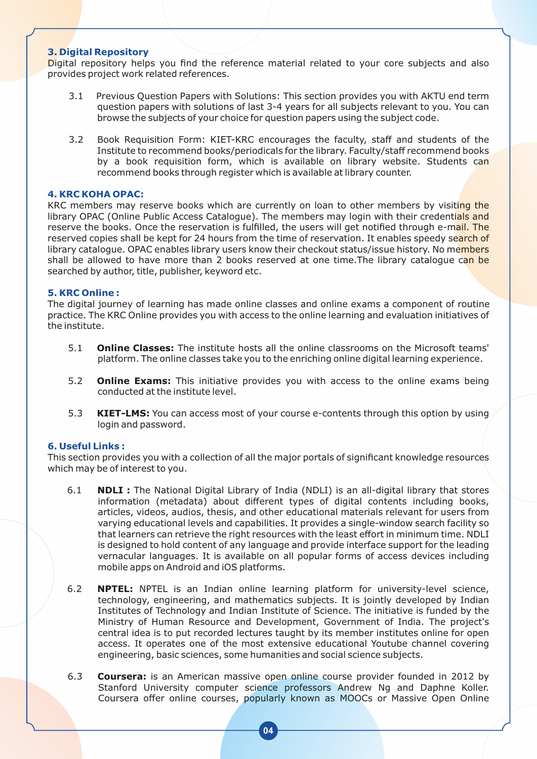### 3. Digital Repository

Digital repository helps you find the reference material related to your core subjects and also provides project work related references.

3.1 Previous Question Papers with Solutions: This section provides you with AKTU end term question papers with solutions of last 3-4 years for all subjects relevant to you. You can browse the subjects of your choice for question papers using the subject code.

3.2 Book Requisition Form: KIET-KRC encourages the faculty, staff and students of the Institute to recommend books/periodicals for the library. Faculty/staff recommend books by a book requisition form, which is available on library website. Students can recommend books through register which is available at library counter.

### 4. KRC KOHA OPAC:

KRC members may reserve books which are currently on loan to other members by visiting the library OPAC (Online Public Access Catalogue). The members may login with their credentials and reserve the books. Once the reservation is fulfilled, the users will get notified through e-mail. The reserved copies shall be kept for 24 hours from the time of reservation. It enables speedy search of library catalogue. OPAC enables library users know their checkout status/issue history. No members shall be allowed to have more than 2 books reserved at one time.The library catalogue can be searched by author, title, publisher, keyword etc.

### 5. KRC Online :

The digital journey of learning has made online classes and online exams a component of routine practice. The KRC Online provides you with access to the online learning and evaluation initiatives of the institute.

5.1 **Online Classes:** The institute hosts all the online classrooms on the Microsoft teams' platform. The online classes take you to the enriching online digital learning experience.

5.2 **Online Exams:** This initiative provides you with access to the online exams being conducted at the institute level.

5.3 **KIET-LMS:** You can access most of your course e-contents through this option by using login and password.

### 6. Useful Links :

This section provides you with a collection of all the major portals of significant knowledge resources which may be of interest to you.

6.1 **NDLI :** The National Digital Library of India (NDLI) is an all-digital library that stores information (metadata) about different types of digital contents including books, articles, videos, audios, thesis, and other educational materials relevant for users from varying educational levels and capabilities. It provides a single-window search facility so that learners can retrieve the right resources with the least effort in minimum time. NDLI is designed to hold content of any language and provide interface support for the leading vernacular languages. It is available on all popular forms of access devices including mobile apps on Android and iOS platforms.

6.2 **NPTEL:** NPTEL is an Indian online learning platform for university-level science, technology, engineering, and mathematics subjects. It is jointly developed by Indian Institutes of Technology and Indian Institute of Science. The initiative is funded by the Ministry of Human Resource and Development, Government of India. The project's central idea is to put recorded lectures taught by its member institutes online for open access. It operates one of the most extensive educational Youtube channel covering engineering, basic sciences, some humanities and social science subjects.

6.3 **Coursera:** is an American massive open online course provider founded in 2012 by Stanford University computer science professors Andrew Ng and Daphne Koller. Coursera offer online courses, popularly known as MOOCs or Massive Open Online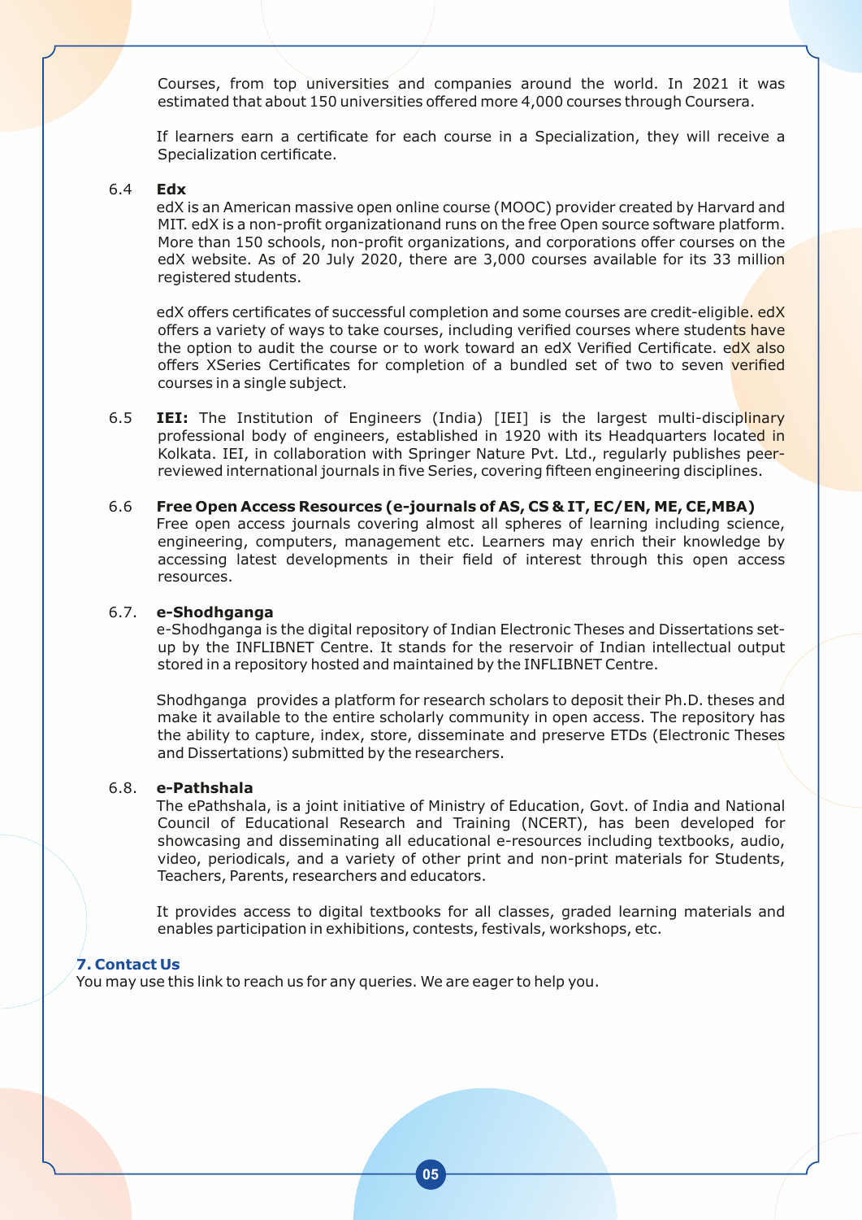Courses, from top universities and companies around the world. In 2021 it was estimated that about 150 universities offered more 4,000 courses through Coursera.

If learners earn a certificate for each course in a Specialization, they will receive a Specialization certificate.

6.4 **Edx**

edX is an American massive open online course (MOOC) provider created by Harvard and MIT. edX is a non-profit organizationand runs on the free Open source software platform. More than 150 schools, non-profit organizations, and corporations offer courses on the edX website. As of 20 July 2020, there are 3,000 courses available for its 33 million registered students.

edX offers certificates of successful completion and some courses are credit-eligible. edX offers a variety of ways to take courses, including verified courses where students have the option to audit the course or to work toward an edX Verified Certificate. edX also offers XSeries Certificates for completion of a bundled set of two to seven verified courses in a single subject.

6.5 **IEI:** The Institution of Engineers (India) [IEI] is the largest multi-disciplinary professional body of engineers, established in 1920 with its Headquarters located in Kolkata. IEI, in collaboration with Springer Nature Pvt. Ltd., regularly publishes peer-reviewed international journals in five Series, covering fifteen engineering disciplines.

6.6 **Free Open Access Resources (e-journals of AS, CS & IT, EC/EN, ME, CE,MBA)**

Free open access journals covering almost all spheres of learning including science, engineering, computers, management etc. Learners may enrich their knowledge by accessing latest developments in their field of interest through this open access resources.

6.7. **e-Shodhganga**

e-Shodhganga is the digital repository of Indian Electronic Theses and Dissertations set-up by the INFLIBNET Centre. It stands for the reservoir of Indian intellectual output stored in a repository hosted and maintained by the INFLIBNET Centre.

Shodhganga provides a platform for research scholars to deposit their Ph.D. theses and make it available to the entire scholarly community in open access. The repository has the ability to capture, index, store, disseminate and preserve ETDs (Electronic Theses and Dissertations) submitted by the researchers.

6.8. **e-Pathshala**

The ePathshala, is a joint initiative of Ministry of Education, Govt. of India and National Council of Educational Research and Training (NCERT), has been developed for showcasing and disseminating all educational e-resources including textbooks, audio, video, periodicals, and a variety of other print and non-print materials for Students, Teachers, Parents, researchers and educators.

It provides access to digital textbooks for all classes, graded learning materials and enables participation in exhibitions, contests, festivals, workshops, etc.

## 7. Contact Us

You may use this link to reach us for any queries. We are eager to help you.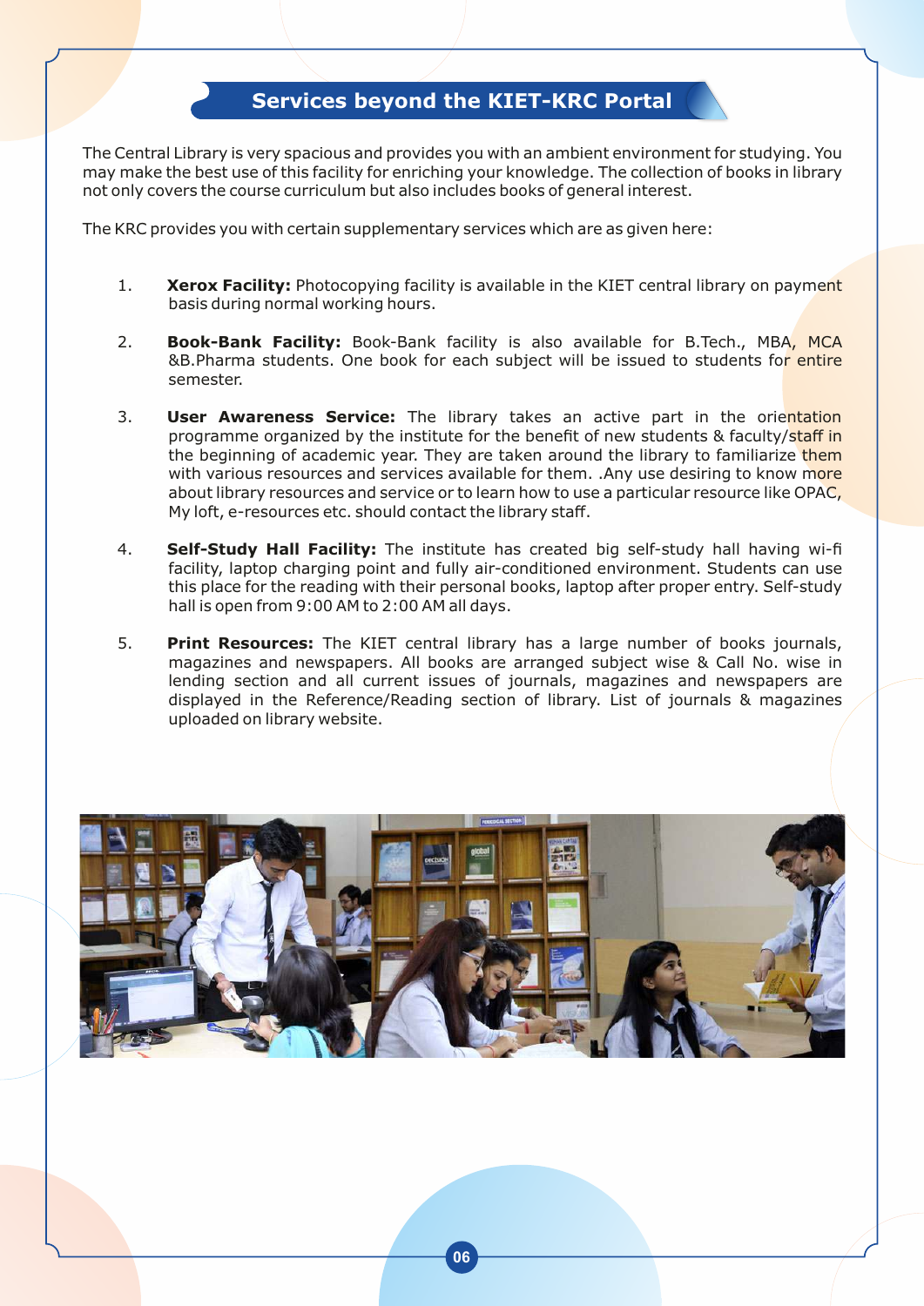## Services beyond the KIET-KRC Portal

The Central Library is very spacious and provides you with an ambient environment for studying. You may make the best use of this facility for enriching your knowledge. The collection of books in library not only covers the course curriculum but also includes books of general interest.

The KRC provides you with certain supplementary services which are as given here:

1. **Xerox Facility:** Photocopying facility is available in the KIET central library on payment basis during normal working hours.

2. **Book-Bank Facility:** Book-Bank facility is also available for B.Tech., MBA, MCA &B.Pharma students. One book for each subject will be issued to students for entire semester.

3. **User Awareness Service:** The library takes an active part in the orientation programme organized by the institute for the benefit of new students & faculty/staff in the beginning of academic year. They are taken around the library to familiarize them with various resources and services available for them. .Any use desiring to know more about library resources and service or to learn how to use a particular resource like OPAC, My loft, e-resources etc. should contact the library staff.

4. **Self-Study Hall Facility:** The institute has created big self-study hall having wi-fi facility, laptop charging point and fully air-conditioned environment. Students can use this place for the reading with their personal books, laptop after proper entry. Self-study hall is open from 9:00 AM to 2:00 AM all days.

5. **Print Resources:** The KIET central library has a large number of books journals, magazines and newspapers. All books are arranged subject wise & Call No. wise in lending section and all current issues of journals, magazines and newspapers are displayed in the Reference/Reading section of library. List of journals & magazines uploaded on library website.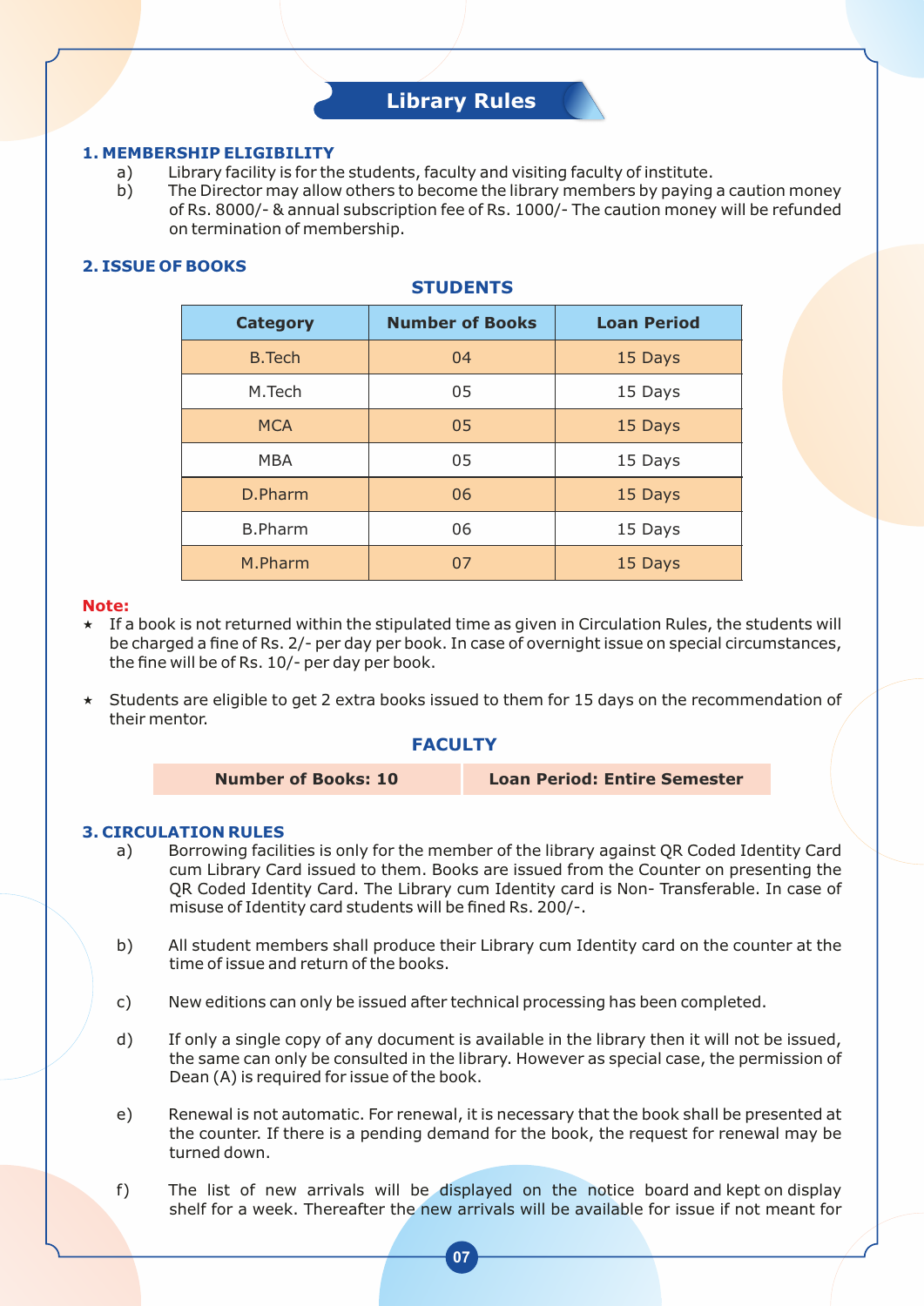# Library Rules

## 1. MEMBERSHIP ELIGIBILITY

a) Library facility is for the students, faculty and visiting faculty of institute.

b) The Director may allow others to become the library members by paying a caution money of Rs. 8000/- & annual subscription fee of Rs. 1000/- The caution money will be refunded on termination of membership.

## 2. ISSUE OF BOOKS

### STUDENTS

| Category | Number of Books | Loan Period |
|---|---|---|
| B.Tech | 04 | 15 Days |
| M.Tech | 05 | 15 Days |
| MCA | 05 | 15 Days |
| MBA | 05 | 15 Days |
| D.Pharm | 06 | 15 Days |
| B.Pharm | 06 | 15 Days |
| M.Pharm | 07 | 15 Days |

**Note:**

- If a book is not returned within the stipulated time as given in Circulation Rules, the students will be charged a fine of Rs. 2/- per day per book. In case of overnight issue on special circumstances, the fine will be of Rs. 10/- per day per book.
- Students are eligible to get 2 extra books issued to them for 15 days on the recommendation of their mentor.

### FACULTY

| Number of Books: 10 | Loan Period: Entire Semester |
|---|---|

## 3. CIRCULATION RULES

a) Borrowing facilities is only for the member of the library against QR Coded Identity Card cum Library Card issued to them. Books are issued from the Counter on presenting the QR Coded Identity Card. The Library cum Identity card is Non- Transferable. In case of misuse of Identity card students will be fined Rs. 200/-.

b) All student members shall produce their Library cum Identity card on the counter at the time of issue and return of the books.

c) New editions can only be issued after technical processing has been completed.

d) If only a single copy of any document is available in the library then it will not be issued, the same can only be consulted in the library. However as special case, the permission of Dean (A) is required for issue of the book.

e) Renewal is not automatic. For renewal, it is necessary that the book shall be presented at the counter. If there is a pending demand for the book, the request for renewal may be turned down.

f) The list of new arrivals will be displayed on the notice board and kept on display shelf for a week. Thereafter the new arrivals will be available for issue if not meant for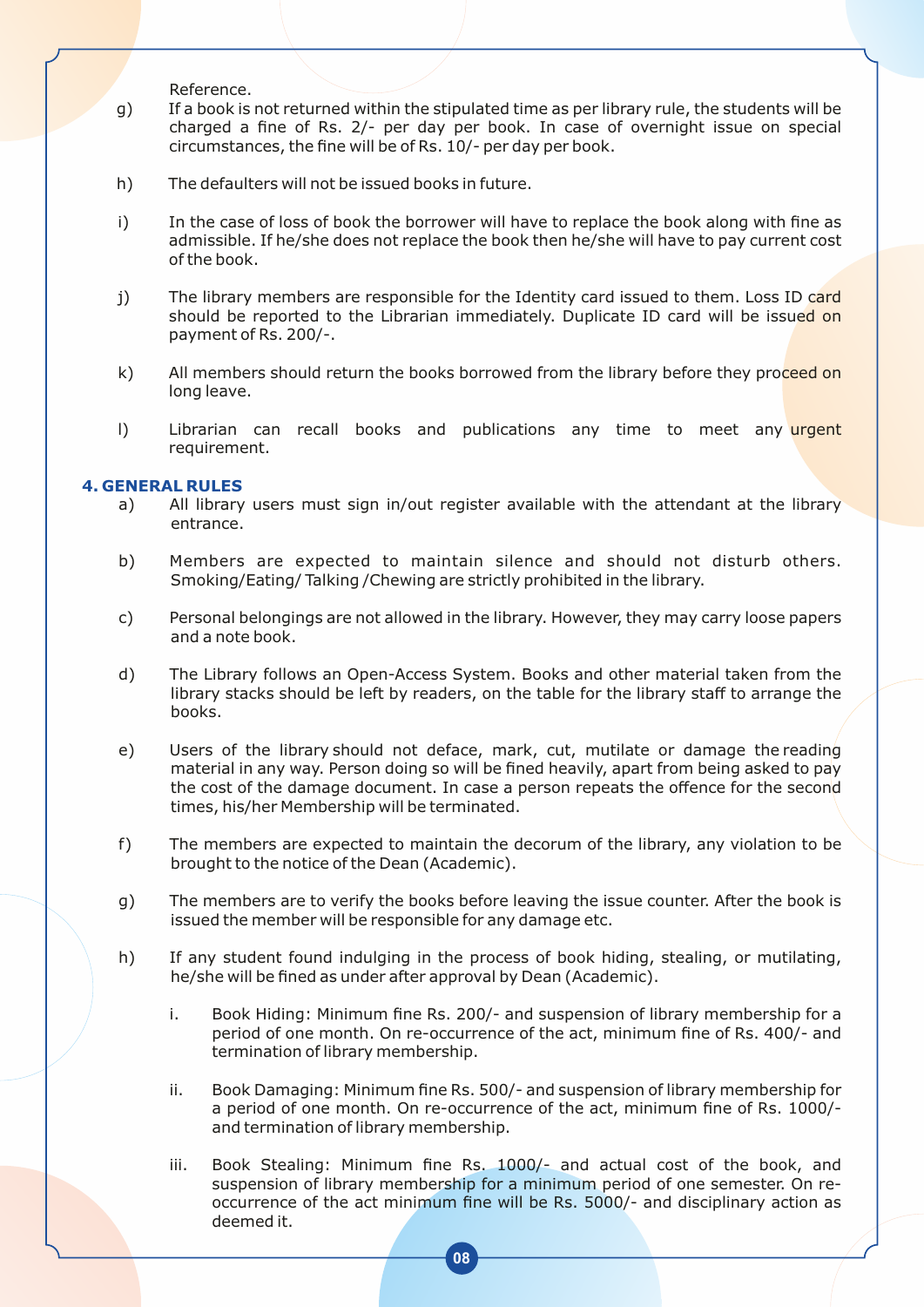Reference.

g) If a book is not returned within the stipulated time as per library rule, the students will be charged a fine of Rs. 2/- per day per book. In case of overnight issue on special circumstances, the fine will be of Rs. 10/- per day per book.

h) The defaulters will not be issued books in future.

i) In the case of loss of book the borrower will have to replace the book along with fine as admissible. If he/she does not replace the book then he/she will have to pay current cost of the book.

j) The library members are responsible for the Identity card issued to them. Loss ID card should be reported to the Librarian immediately. Duplicate ID card will be issued on payment of Rs. 200/-.

k) All members should return the books borrowed from the library before they proceed on long leave.

l) Librarian can recall books and publications any time to meet any urgent requirement.

### 4. GENERAL RULES

a) All library users must sign in/out register available with the attendant at the library entrance.

b) Members are expected to maintain silence and should not disturb others. Smoking/Eating/ Talking /Chewing are strictly prohibited in the library.

c) Personal belongings are not allowed in the library. However, they may carry loose papers and a note book.

d) The Library follows an Open-Access System. Books and other material taken from the library stacks should be left by readers, on the table for the library staff to arrange the books.

e) Users of the library should not deface, mark, cut, mutilate or damage the reading material in any way. Person doing so will be fined heavily, apart from being asked to pay the cost of the damage document. In case a person repeats the offence for the second times, his/her Membership will be terminated.

f) The members are expected to maintain the decorum of the library, any violation to be brought to the notice of the Dean (Academic).

g) The members are to verify the books before leaving the issue counter. After the book is issued the member will be responsible for any damage etc.

h) If any student found indulging in the process of book hiding, stealing, or mutilating, he/she will be fined as under after approval by Dean (Academic).

   i. Book Hiding: Minimum fine Rs. 200/- and suspension of library membership for a period of one month. On re-occurrence of the act, minimum fine of Rs. 400/- and termination of library membership.

   ii. Book Damaging: Minimum fine Rs. 500/- and suspension of library membership for a period of one month. On re-occurrence of the act, minimum fine of Rs. 1000/- and termination of library membership.

   iii. Book Stealing: Minimum fine Rs. 1000/- and actual cost of the book, and suspension of library membership for a minimum period of one semester. On re-occurrence of the act minimum fine will be Rs. 5000/- and disciplinary action as deemed it.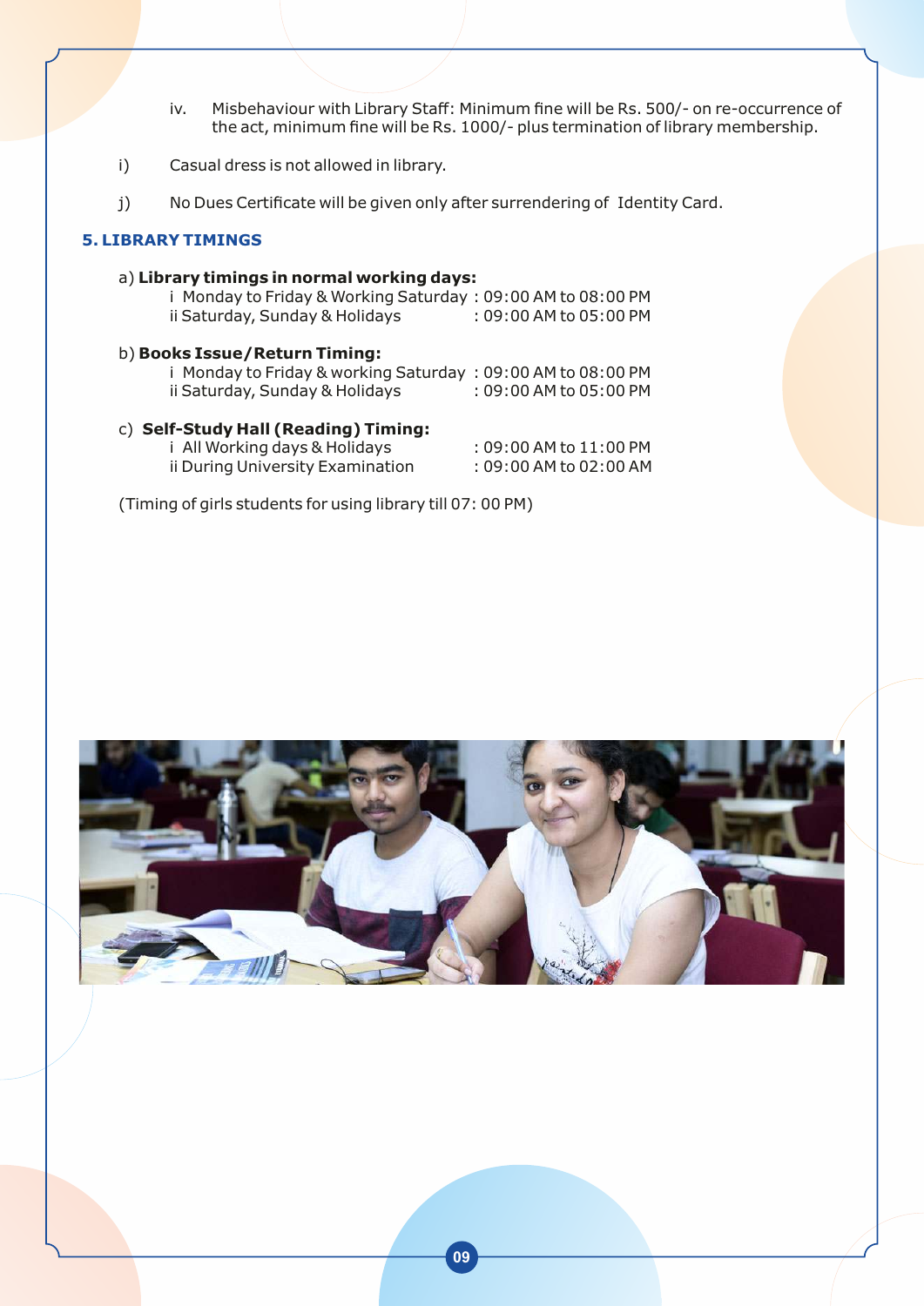iv. Misbehaviour with Library Staff: Minimum fine will be Rs. 500/- on re-occurrence of the act, minimum fine will be Rs. 1000/- plus termination of library membership.

i) Casual dress is not allowed in library.

j) No Dues Certificate will be given only after surrendering of Identity Card.

## 5. LIBRARY TIMINGS

a) **Library timings in normal working days:**

i Monday to Friday & Working Saturday : 09:00 AM to 08:00 PM
ii Saturday, Sunday & Holidays : 09:00 AM to 05:00 PM

b) **Books Issue/Return Timing:**

i Monday to Friday & working Saturday : 09:00 AM to 08:00 PM
ii Saturday, Sunday & Holidays : 09:00 AM to 05:00 PM

c) **Self-Study Hall (Reading) Timing:**

i All Working days & Holidays : 09:00 AM to 11:00 PM
ii During University Examination : 09:00 AM to 02:00 AM

(Timing of girls students for using library till 07: 00 PM)